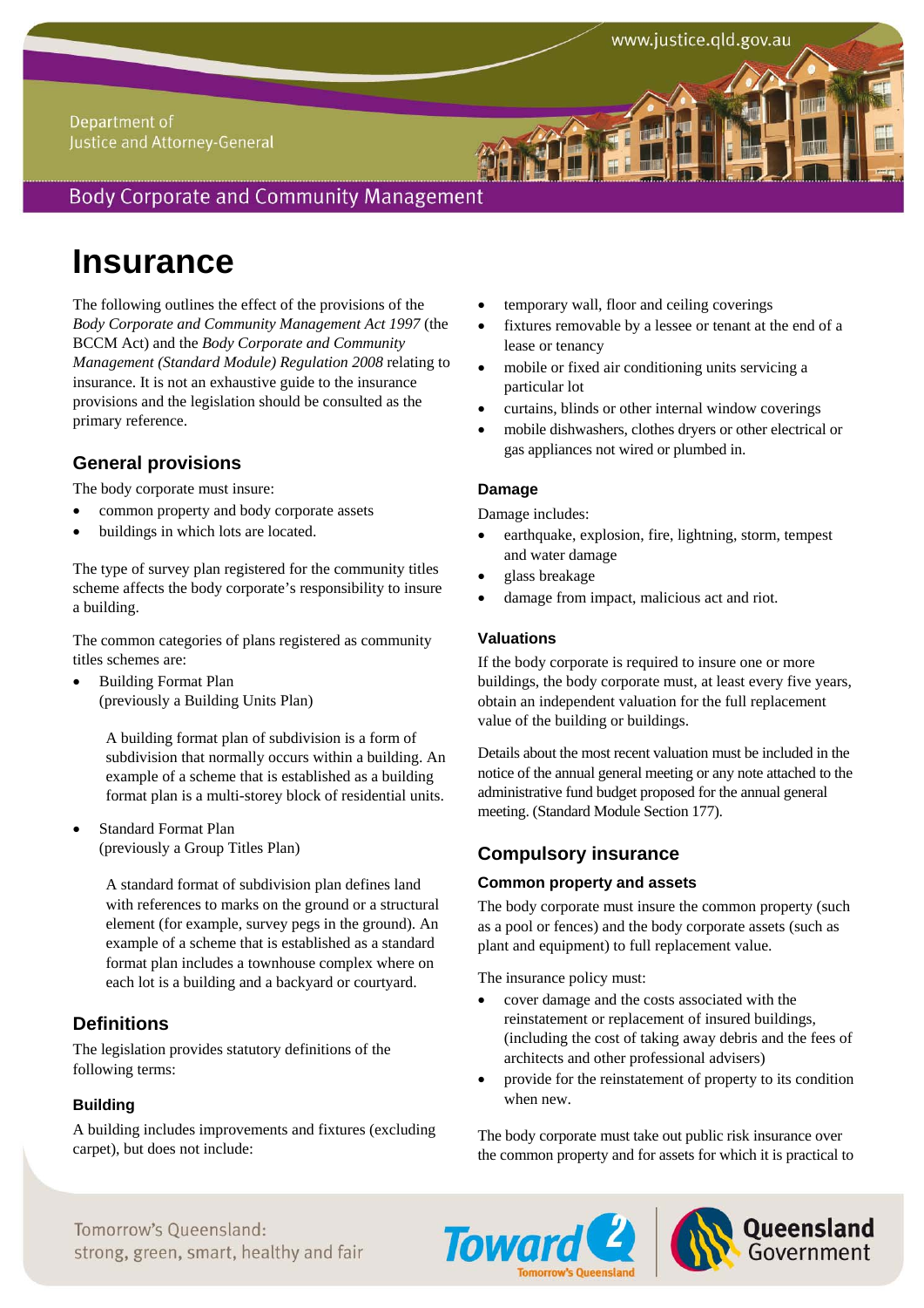# Insurance

The following outlines the effect of the provisions of the *Body Corporate and Community Management Act 1997* (the BCCM Act) and the *Body Corporate and Community Management (Standard Module) Regulation 2008* relating to insurance. It is not an exhaustive guide to the insurance provisions and the legislation should be consulted as the primary reference.

## General provisions

The body corporate must insure:

- common property and body corporate assets
- buildings in which lots are located.

The type of survey plan registered for the community titles scheme affects the body corporate's responsibility to insure a building.

The common categories of plans registered as community titles schemes are:

- Building Format Plan
  (previously a Building Units Plan)

  A building format plan of subdivision is a form of subdivision that normally occurs within a building. An example of a scheme that is established as a building format plan is a multi-storey block of residential units.

- Standard Format Plan
  (previously a Group Titles Plan)

  A standard format of subdivision plan defines land with references to marks on the ground or a structural element (for example, survey pegs in the ground). An example of a scheme that is established as a standard format plan includes a townhouse complex where on each lot is a building and a backyard or courtyard.

## Definitions

The legislation provides statutory definitions of the following terms:

### Building

A building includes improvements and fixtures (excluding carpet), but does not include:

- temporary wall, floor and ceiling coverings
- fixtures removable by a lessee or tenant at the end of a lease or tenancy
- mobile or fixed air conditioning units servicing a particular lot
- curtains, blinds or other internal window coverings
- mobile dishwashers, clothes dryers or other electrical or gas appliances not wired or plumbed in.

### Damage

Damage includes:

- earthquake, explosion, fire, lightning, storm, tempest and water damage
- glass breakage
- damage from impact, malicious act and riot.

### Valuations

If the body corporate is required to insure one or more buildings, the body corporate must, at least every five years, obtain an independent valuation for the full replacement value of the building or buildings.

Details about the most recent valuation must be included in the notice of the annual general meeting or any note attached to the administrative fund budget proposed for the annual general meeting. (Standard Module Section 177).

## Compulsory insurance

### Common property and assets

The body corporate must insure the common property (such as a pool or fences) and the body corporate assets (such as plant and equipment) to full replacement value.

The insurance policy must:

- cover damage and the costs associated with the reinstatement or replacement of insured buildings, (including the cost of taking away debris and the fees of architects and other professional advisers)
- provide for the reinstatement of property to its condition when new.

The body corporate must take out public risk insurance over the common property and for assets for which it is practical to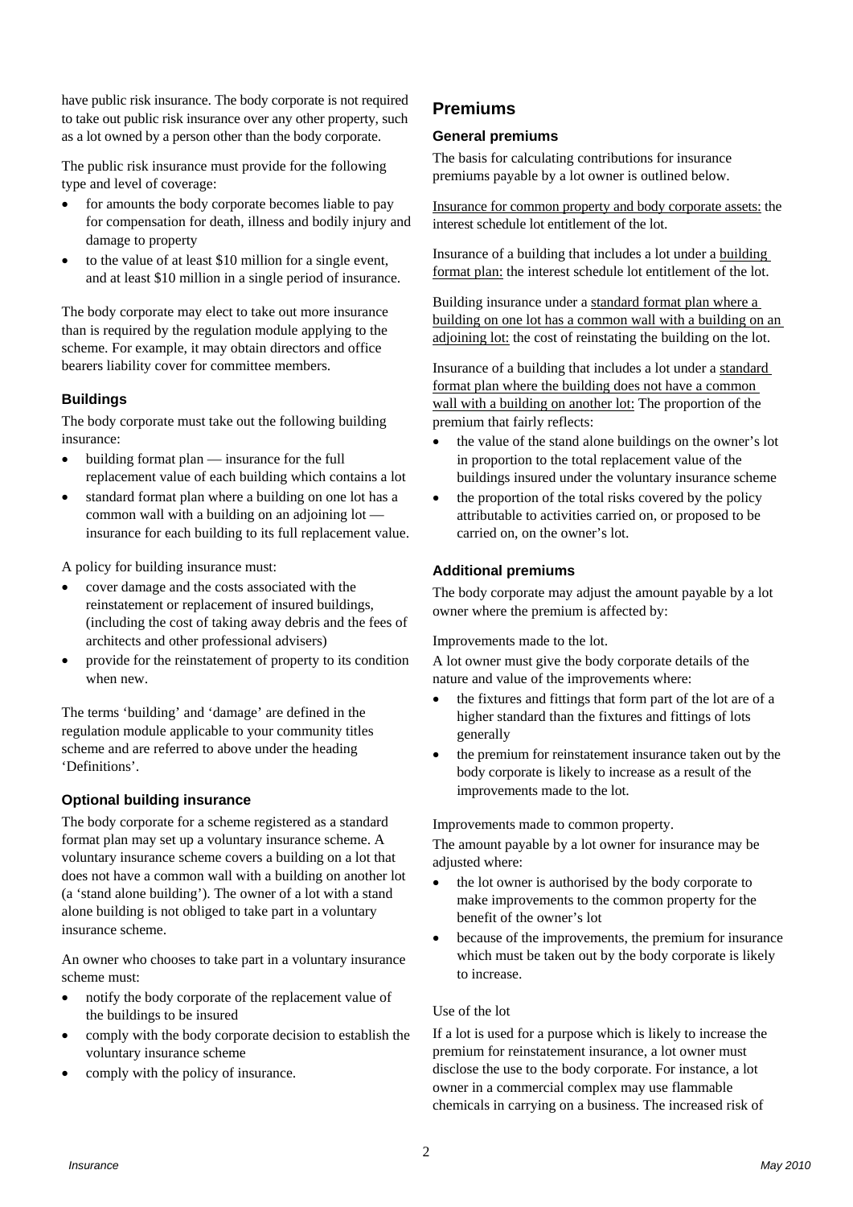have public risk insurance. The body corporate is not required to take out public risk insurance over any other property, such as a lot owned by a person other than the body corporate.

The public risk insurance must provide for the following type and level of coverage:

- for amounts the body corporate becomes liable to pay for compensation for death, illness and bodily injury and damage to property
- to the value of at least $10 million for a single event, and at least $10 million in a single period of insurance.

The body corporate may elect to take out more insurance than is required by the regulation module applying to the scheme. For example, it may obtain directors and office bearers liability cover for committee members.

### Buildings

The body corporate must take out the following building insurance:

- building format plan — insurance for the full replacement value of each building which contains a lot
- standard format plan where a building on one lot has a common wall with a building on an adjoining lot — insurance for each building to its full replacement value.

A policy for building insurance must:

- cover damage and the costs associated with the reinstatement or replacement of insured buildings, (including the cost of taking away debris and the fees of architects and other professional advisers)
- provide for the reinstatement of property to its condition when new.

The terms 'building' and 'damage' are defined in the regulation module applicable to your community titles scheme and are referred to above under the heading 'Definitions'.

### Optional building insurance

The body corporate for a scheme registered as a standard format plan may set up a voluntary insurance scheme. A voluntary insurance scheme covers a building on a lot that does not have a common wall with a building on another lot (a 'stand alone building'). The owner of a lot with a stand alone building is not obliged to take part in a voluntary insurance scheme.

An owner who chooses to take part in a voluntary insurance scheme must:

- notify the body corporate of the replacement value of the buildings to be insured
- comply with the body corporate decision to establish the voluntary insurance scheme
- comply with the policy of insurance.

## Premiums

### General premiums

The basis for calculating contributions for insurance premiums payable by a lot owner is outlined below.

Insurance for common property and body corporate assets: the interest schedule lot entitlement of the lot.

Insurance of a building that includes a lot under a building format plan: the interest schedule lot entitlement of the lot.

Building insurance under a standard format plan where a building on one lot has a common wall with a building on an adjoining lot: the cost of reinstating the building on the lot.

Insurance of a building that includes a lot under a standard format plan where the building does not have a common wall with a building on another lot: The proportion of the premium that fairly reflects:

- the value of the stand alone buildings on the owner's lot in proportion to the total replacement value of the buildings insured under the voluntary insurance scheme
- the proportion of the total risks covered by the policy attributable to activities carried on, or proposed to be carried on, on the owner's lot.

### Additional premiums

The body corporate may adjust the amount payable by a lot owner where the premium is affected by:

Improvements made to the lot.

A lot owner must give the body corporate details of the nature and value of the improvements where:

- the fixtures and fittings that form part of the lot are of a higher standard than the fixtures and fittings of lots generally
- the premium for reinstatement insurance taken out by the body corporate is likely to increase as a result of the improvements made to the lot.

Improvements made to common property.

The amount payable by a lot owner for insurance may be adjusted where:

- the lot owner is authorised by the body corporate to make improvements to the common property for the benefit of the owner's lot
- because of the improvements, the premium for insurance which must be taken out by the body corporate is likely to increase.

Use of the lot

If a lot is used for a purpose which is likely to increase the premium for reinstatement insurance, a lot owner must disclose the use to the body corporate. For instance, a lot owner in a commercial complex may use flammable chemicals in carrying on a business. The increased risk of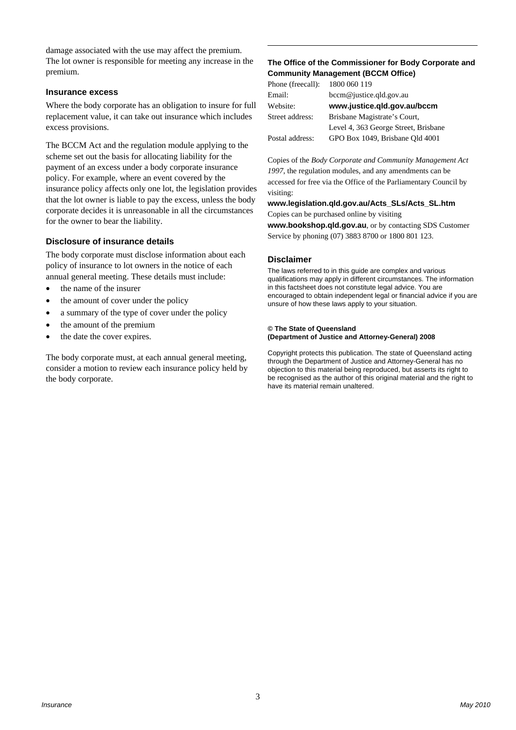damage associated with the use may affect the premium. The lot owner is responsible for meeting any increase in the premium.

### Insurance excess

Where the body corporate has an obligation to insure for full replacement value, it can take out insurance which includes excess provisions.

The BCCM Act and the regulation module applying to the scheme set out the basis for allocating liability for the payment of an excess under a body corporate insurance policy. For example, where an event covered by the insurance policy affects only one lot, the legislation provides that the lot owner is liable to pay the excess, unless the body corporate decides it is unreasonable in all the circumstances for the owner to bear the liability.

### Disclosure of insurance details

The body corporate must disclose information about each policy of insurance to lot owners in the notice of each annual general meeting. These details must include:

- the name of the insurer
- the amount of cover under the policy
- a summary of the type of cover under the policy
- the amount of the premium
- the date the cover expires.

The body corporate must, at each annual general meeting, consider a motion to review each insurance policy held by the body corporate.

**The Office of the Commissioner for Body Corporate and Community Management (BCCM Office)**

| | |
|---|---|
| Phone (freecall): | 1800 060 119 |
| Email: | bccm@justice.qld.gov.au |
| Website: | **www.justice.qld.gov.au/bccm** |
| Street address: | Brisbane Magistrate's Court, Level 4, 363 George Street, Brisbane |
| Postal address: | GPO Box 1049, Brisbane Qld 4001 |

Copies of the *Body Corporate and Community Management Act 1997*, the regulation modules, and any amendments can be accessed for free via the Office of the Parliamentary Council by visiting:

**www.legislation.qld.gov.au/Acts_SLs/Acts_SL.htm**

Copies can be purchased online by visiting **www.bookshop.qld.gov.au**, or by contacting SDS Customer Service by phoning (07) 3883 8700 or 1800 801 123.

### Disclaimer

The laws referred to in this guide are complex and various qualifications may apply in different circumstances. The information in this factsheet does not constitute legal advice. You are encouraged to obtain independent legal or financial advice if you are unsure of how these laws apply to your situation.

**© The State of Queensland**
**(Department of Justice and Attorney-General) 2008**

Copyright protects this publication. The state of Queensland acting through the Department of Justice and Attorney-General has no objection to this material being reproduced, but asserts its right to be recognised as the author of this original material and the right to have its material remain unaltered.